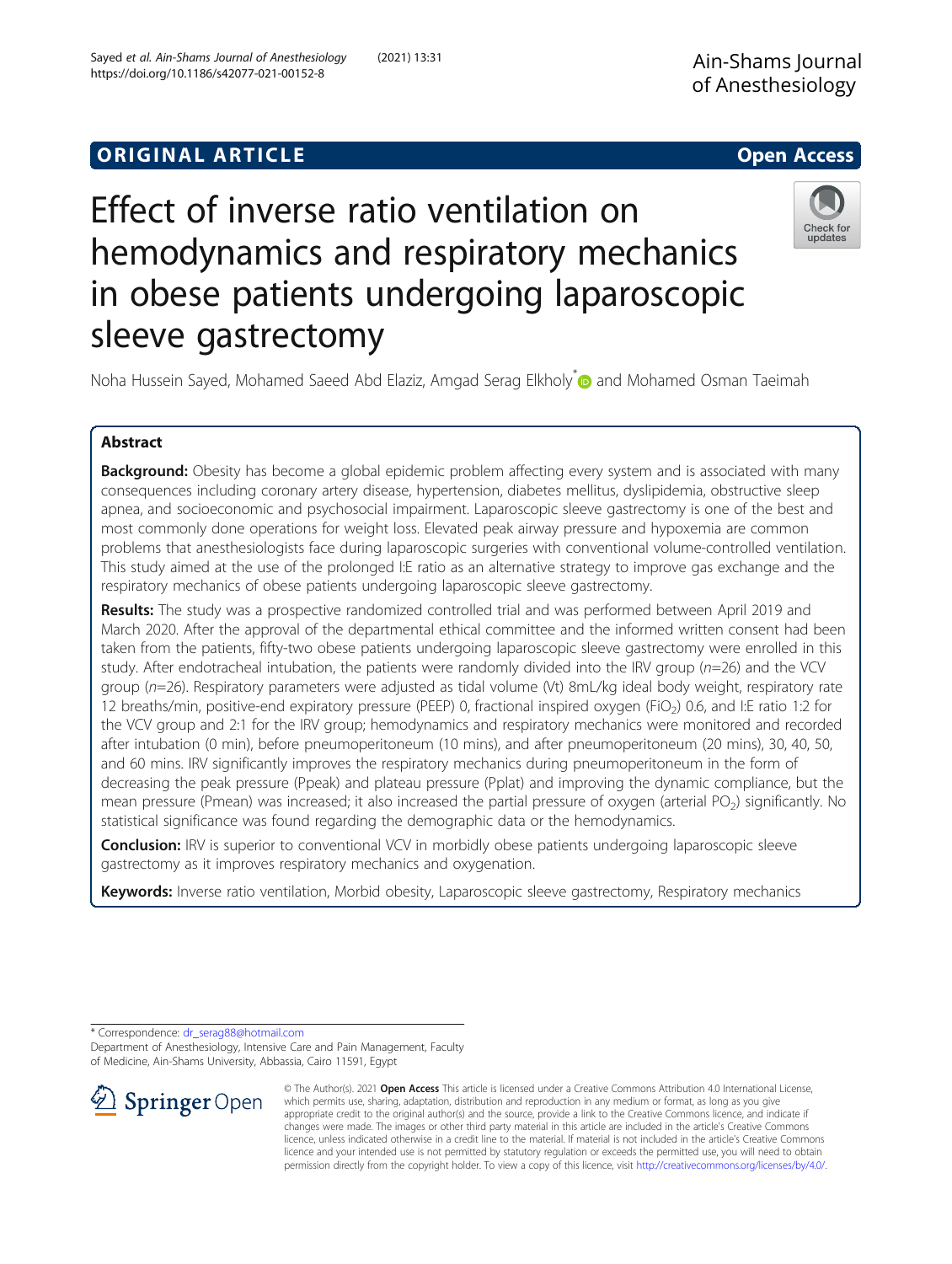ORIGINAL ARTICLE

Open Access

# Effect of inverse ratio ventilation on hemodynamics and respiratory mechanics in obese patients undergoing laparoscopic sleeve gastrectomy

Noha Hussein Sayed, Mohamed Saeed Abd Elaziz, Amgad Serag Elkholy* and Mohamed Osman Taeimah

## Abstract

**Background:** Obesity has become a global epidemic problem affecting every system and is associated with many consequences including coronary artery disease, hypertension, diabetes mellitus, dyslipidemia, obstructive sleep apnea, and socioeconomic and psychosocial impairment. Laparoscopic sleeve gastrectomy is one of the best and most commonly done operations for weight loss. Elevated peak airway pressure and hypoxemia are common problems that anesthesiologists face during laparoscopic surgeries with conventional volume-controlled ventilation. This study aimed at the use of the prolonged I:E ratio as an alternative strategy to improve gas exchange and the respiratory mechanics of obese patients undergoing laparoscopic sleeve gastrectomy.

**Results:** The study was a prospective randomized controlled trial and was performed between April 2019 and March 2020. After the approval of the departmental ethical committee and the informed written consent had been taken from the patients, fifty-two obese patients undergoing laparoscopic sleeve gastrectomy were enrolled in this study. After endotracheal intubation, the patients were randomly divided into the IRV group ($n$=26) and the VCV group ($n$=26). Respiratory parameters were adjusted as tidal volume (Vt) 8mL/kg ideal body weight, respiratory rate 12 breaths/min, positive-end expiratory pressure (PEEP) 0, fractional inspired oxygen ($FiO_2$) 0.6, and I:E ratio 1:2 for the VCV group and 2:1 for the IRV group; hemodynamics and respiratory mechanics were monitored and recorded after intubation (0 min), before pneumoperitoneum (10 mins), and after pneumoperitoneum (20 mins), 30, 40, 50, and 60 mins. IRV significantly improves the respiratory mechanics during pneumoperitoneum in the form of decreasing the peak pressure (Ppeak) and plateau pressure (Pplat) and improving the dynamic compliance, but the mean pressure (Pmean) was increased; it also increased the partial pressure of oxygen (arterial $PO_2$) significantly. No statistical significance was found regarding the demographic data or the hemodynamics.

**Conclusion:** IRV is superior to conventional VCV in morbidly obese patients undergoing laparoscopic sleeve gastrectomy as it improves respiratory mechanics and oxygenation.

**Keywords:** Inverse ratio ventilation, Morbid obesity, Laparoscopic sleeve gastrectomy, Respiratory mechanics

* Correspondence: dr_serag88@hotmail.com
Department of Anesthesiology, Intensive Care and Pain Management, Faculty of Medicine, Ain-Shams University, Abbassia, Cairo 11591, Egypt

© The Author(s). 2021 **Open Access** This article is licensed under a Creative Commons Attribution 4.0 International License, which permits use, sharing, adaptation, distribution and reproduction in any medium or format, as long as you give appropriate credit to the original author(s) and the source, provide a link to the Creative Commons licence, and indicate if changes were made. The images or other third party material in this article are included in the article's Creative Commons licence, unless indicated otherwise in a credit line to the material. If material is not included in the article's Creative Commons licence and your intended use is not permitted by statutory regulation or exceeds the permitted use, you will need to obtain permission directly from the copyright holder. To view a copy of this licence, visit http://creativecommons.org/licenses/by/4.0/.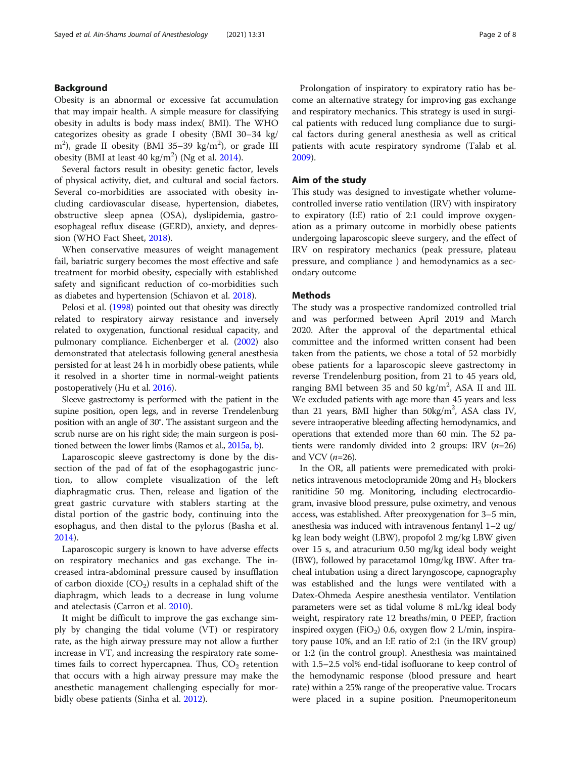## Background

Obesity is an abnormal or excessive fat accumulation that may impair health. A simple measure for classifying obesity in adults is body mass index( BMI). The WHO categorizes obesity as grade I obesity (BMI 30–34 kg/$m^2$), grade II obesity (BMI 35–39 kg/$m^2$), or grade III obesity (BMI at least 40 kg/$m^2$) (Ng et al. 2014).

Several factors result in obesity: genetic factor, levels of physical activity, diet, and cultural and social factors. Several co-morbidities are associated with obesity including cardiovascular disease, hypertension, diabetes, obstructive sleep apnea (OSA), dyslipidemia, gastroesophageal reflux disease (GERD), anxiety, and depression (WHO Fact Sheet, 2018).

When conservative measures of weight management fail, bariatric surgery becomes the most effective and safe treatment for morbid obesity, especially with established safety and significant reduction of co-morbidities such as diabetes and hypertension (Schiavon et al. 2018).

Pelosi et al. (1998) pointed out that obesity was directly related to respiratory airway resistance and inversely related to oxygenation, functional residual capacity, and pulmonary compliance. Eichenberger et al. (2002) also demonstrated that atelectasis following general anesthesia persisted for at least 24 h in morbidly obese patients, while it resolved in a shorter time in normal-weight patients postoperatively (Hu et al. 2016).

Sleeve gastrectomy is performed with the patient in the supine position, open legs, and in reverse Trendelenburg position with an angle of 30°. The assistant surgeon and the scrub nurse are on his right side; the main surgeon is positioned between the lower limbs (Ramos et al., 2015a, b).

Laparoscopic sleeve gastrectomy is done by the dissection of the pad of fat of the esophagogastric junction, to allow complete visualization of the left diaphragmatic crus. Then, release and ligation of the great gastric curvature with stablers starting at the distal portion of the gastric body, continuing into the esophagus, and then distal to the pylorus (Basha et al. 2014).

Laparoscopic surgery is known to have adverse effects on respiratory mechanics and gas exchange. The increased intra-abdominal pressure caused by insufflation of carbon dioxide ($CO_2$) results in a cephalad shift of the diaphragm, which leads to a decrease in lung volume and atelectasis (Carron et al. 2010).

It might be difficult to improve the gas exchange simply by changing the tidal volume (VT) or respiratory rate, as the high airway pressure may not allow a further increase in VT, and increasing the respiratory rate sometimes fails to correct hypercapnea. Thus, $CO_2$ retention that occurs with a high airway pressure may make the anesthetic management challenging especially for morbidly obese patients (Sinha et al. 2012).

Prolongation of inspiratory to expiratory ratio has become an alternative strategy for improving gas exchange and respiratory mechanics. This strategy is used in surgical patients with reduced lung compliance due to surgical factors during general anesthesia as well as critical patients with acute respiratory syndrome (Talab et al. 2009).

## Aim of the study

This study was designed to investigate whether volume-controlled inverse ratio ventilation (IRV) with inspiratory to expiratory (I:E) ratio of 2:1 could improve oxygenation as a primary outcome in morbidly obese patients undergoing laparoscopic sleeve surgery, and the effect of IRV on respiratory mechanics (peak pressure, plateau pressure, and compliance ) and hemodynamics as a secondary outcome

## Methods

The study was a prospective randomized controlled trial and was performed between April 2019 and March 2020. After the approval of the departmental ethical committee and the informed written consent had been taken from the patients, we chose a total of 52 morbidly obese patients for a laparoscopic sleeve gastrectomy in reverse Trendelenburg position, from 21 to 45 years old, ranging BMI between 35 and 50 kg/$m^2$, ASA II and III. We excluded patients with age more than 45 years and less than 21 years, BMI higher than 50kg/$m^2$, ASA class IV, severe intraoperative bleeding affecting hemodynamics, and operations that extended more than 60 min. The 52 patients were randomly divided into 2 groups: IRV (*n*=26) and VCV (*n*=26).

In the OR, all patients were premedicated with prokinetics intravenous metoclopramide 20mg and $H_2$ blockers ranitidine 50 mg. Monitoring, including electrocardiogram, invasive blood pressure, pulse oximetry, and venous access, was established. After preoxygenation for 3–5 min, anesthesia was induced with intravenous fentanyl 1–2 ug/kg lean body weight (LBW), propofol 2 mg/kg LBW given over 15 s, and atracurium 0.50 mg/kg ideal body weight (IBW), followed by paracetamol 10mg/kg IBW. After tracheal intubation using a direct laryngoscope, capnography was established and the lungs were ventilated with a Datex-Ohmeda Aespire anesthesia ventilator. Ventilation parameters were set as tidal volume 8 mL/kg ideal body weight, respiratory rate 12 breaths/min, 0 PEEP, fraction inspired oxygen ($FiO_2$) 0.6, oxygen flow 2 L/min, inspiratory pause 10%, and an I:E ratio of 2:1 (in the IRV group) or 1:2 (in the control group). Anesthesia was maintained with 1.5–2.5 vol% end-tidal isoflurane to keep control of the hemodynamic response (blood pressure and heart rate) within a 25% range of the preoperative value. Trocars were placed in a supine position. Pneumoperitoneum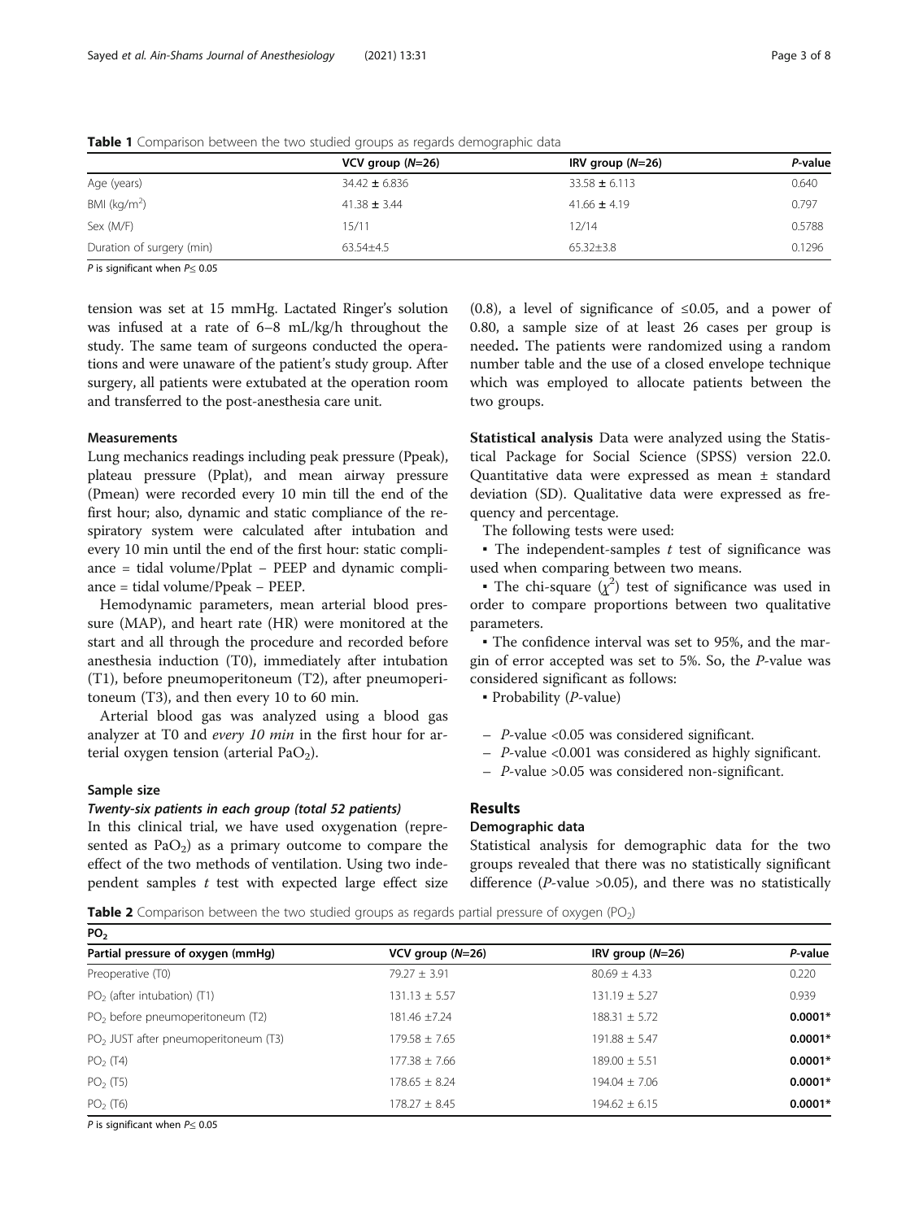**Table 1** Comparison between the two studied groups as regards demographic data

| | VCV group (N=26) | IRV group (N=26) | P-value |
|---|---|---|---|
| Age (years) | 34.42 ± 6.836 | 33.58 ± 6.113 | 0.640 |
| BMI (kg/m$^2$) | 41.38 ± 3.44 | 41.66 ± 4.19 | 0.797 |
| Sex (M/F) | 15/11 | 12/14 | 0.5788 |
| Duration of surgery (min) | 63.54±4.5 | 65.32±3.8 | 0.1296 |

*P is significant when P≤ 0.05*

tension was set at 15 mmHg. Lactated Ringer's solution was infused at a rate of 6–8 mL/kg/h throughout the study. The same team of surgeons conducted the operations and were unaware of the patient's study group. After surgery, all patients were extubated at the operation room and transferred to the post-anesthesia care unit.

### Measurements

Lung mechanics readings including peak pressure (Ppeak), plateau pressure (Pplat), and mean airway pressure (Pmean) were recorded every 10 min till the end of the first hour; also, dynamic and static compliance of the respiratory system were calculated after intubation and every 10 min until the end of the first hour: static compliance = tidal volume/Pplat − PEEP and dynamic compliance = tidal volume/Ppeak − PEEP.

Hemodynamic parameters, mean arterial blood pressure (MAP), and heart rate (HR) were monitored at the start and all through the procedure and recorded before anesthesia induction (T0), immediately after intubation (T1), before pneumoperitoneum (T2), after pneumoperitoneum (T3), and then every 10 to 60 min.

Arterial blood gas was analyzed using a blood gas analyzer at T0 and *every 10 min* in the first hour for arterial oxygen tension (arterial $PaO_2$).

### Sample size

#### *Twenty-six patients in each group (total 52 patients)*

In this clinical trial, we have used oxygenation (represented as $PaO_2$) as a primary outcome to compare the effect of the two methods of ventilation. Using two independent samples *t* test with expected large effect size (0.8), a level of significance of ≤0.05, and a power of 0.80, a sample size of at least 26 cases per group is needed**.** The patients were randomized using a random number table and the use of a closed envelope technique which was employed to allocate patients between the two groups.

**Statistical analysis** Data were analyzed using the Statistical Package for Social Science (SPSS) version 22.0. Quantitative data were expressed as mean ± standard deviation (SD). Qualitative data were expressed as frequency and percentage.

The following tests were used:

▪ The independent-samples *t* test of significance was used when comparing between two means.

▪ The chi-square ($\chi^2$) test of significance was used in order to compare proportions between two qualitative parameters.

▪ The confidence interval was set to 95%, and the margin of error accepted was set to 5%. So, the *P*-value was considered significant as follows:

▪ Probability (*P*-value)

- *P*-value <0.05 was considered significant.
- *P*-value <0.001 was considered as highly significant.
- *P*-value >0.05 was considered non-significant.

## Results

### Demographic data

Statistical analysis for demographic data for the two groups revealed that there was no statistically significant difference (*P*-value >0.05), and there was no statistically

**Table 2** Comparison between the two studied groups as regards partial pressure of oxygen ($PO_2$)

| $PO_2$ | | | |
|---|---|---|---|
| Partial pressure of oxygen (mmHg) | VCV group (N=26) | IRV group (N=26) | P-value |
| Preoperative (T0) | 79.27 ± 3.91 | 80.69 ± 4.33 | 0.220 |
| $PO_2$ (after intubation) (T1) | 131.13 ± 5.57 | 131.19 ± 5.27 | 0.939 |
| $PO_2$ before pneumoperitoneum (T2) | 181.46 ±7.24 | 188.31 ± 5.72 | **0.0001*** |
| $PO_2$ JUST after pneumoperitoneum (T3) | 179.58 ± 7.65 | 191.88 ± 5.47 | **0.0001*** |
| $PO_2$ (T4) | 177.38 ± 7.66 | 189.00 ± 5.51 | **0.0001*** |
| $PO_2$ (T5) | 178.65 ± 8.24 | 194.04 ± 7.06 | **0.0001*** |
| $PO_2$ (T6) | 178.27 ± 8.45 | 194.62 ± 6.15 | **0.0001*** |

*P is significant when P≤ 0.05*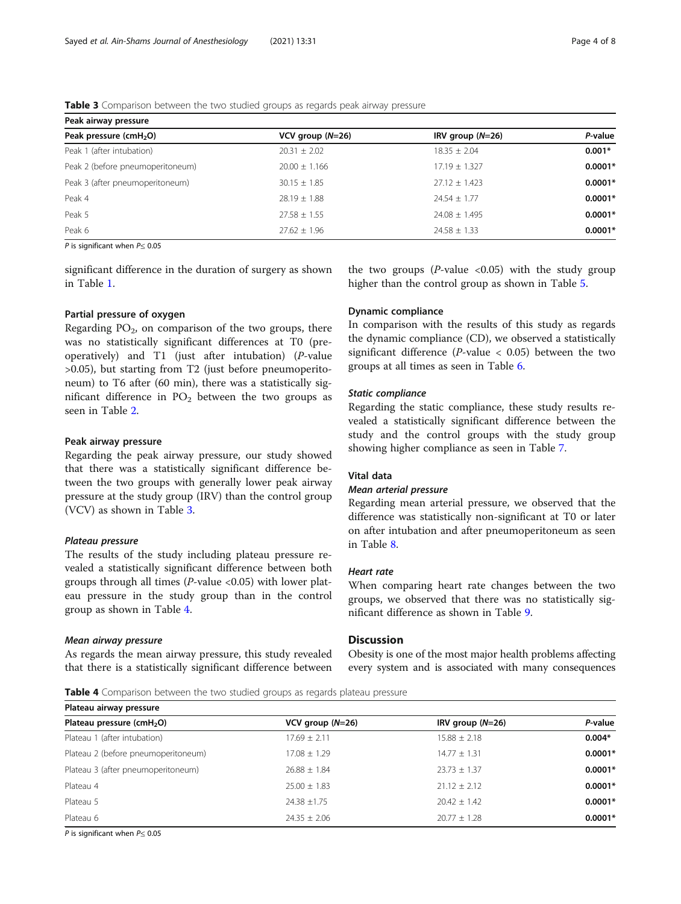**Table 3** Comparison between the two studied groups as regards peak airway pressure

| Peak airway pressure | | | |
|---|---|---|---|
| Peak pressure ($cmH_2O$) | VCV group (*N*=26) | IRV group (*N*=26) | *P*-value |
| Peak 1 (after intubation) | 20.31 ± 2.02 | 18.35 ± 2.04 | **0.001*** |
| Peak 2 (before pneumoperitoneum) | 20.00 ± 1.166 | 17.19 ± 1.327 | **0.0001*** |
| Peak 3 (after pneumoperitoneum) | 30.15 ± 1.85 | 27.12 ± 1.423 | **0.0001*** |
| Peak 4 | 28.19 ± 1.88 | 24.54 ± 1.77 | **0.0001*** |
| Peak 5 | 27.58 ± 1.55 | 24.08 ± 1.495 | **0.0001*** |
| Peak 6 | 27.62 ± 1.96 | 24.58 ± 1.33 | **0.0001*** |

*P* is significant when *P*≤ 0.05

significant difference in the duration of surgery as shown in Table 1.

#### Partial pressure of oxygen

Regarding $PO_2$, on comparison of the two groups, there was no statistically significant differences at T0 (pre-operatively) and T1 (just after intubation) (*P*-value >0.05), but starting from T2 (just before pneumoperitoneum) to T6 after (60 min), there was a statistically significant difference in $PO_2$ between the two groups as seen in Table 2.

#### Peak airway pressure

Regarding the peak airway pressure, our study showed that there was a statistically significant difference between the two groups with generally lower peak airway pressure at the study group (IRV) than the control group (VCV) as shown in Table 3.

##### *Plateau pressure*

The results of the study including plateau pressure revealed a statistically significant difference between both groups through all times (*P*-value <0.05) with lower plateau pressure in the study group than in the control group as shown in Table 4.

##### *Mean airway pressure*

As regards the mean airway pressure, this study revealed that there is a statistically significant difference between the two groups (*P*-value <0.05) with the study group higher than the control group as shown in Table 5.

#### Dynamic compliance

In comparison with the results of this study as regards the dynamic compliance (CD), we observed a statistically significant difference (*P*-value < 0.05) between the two groups at all times as seen in Table 6.

##### *Static compliance*

Regarding the static compliance, these study results revealed a statistically significant difference between the study and the control groups with the study group showing higher compliance as seen in Table 7.

#### Vital data

##### *Mean arterial pressure*

Regarding mean arterial pressure, we observed that the difference was statistically non-significant at T0 or later on after intubation and after pneumoperitoneum as seen in Table 8.

##### *Heart rate*

When comparing heart rate changes between the two groups, we observed that there was no statistically significant difference as shown in Table 9.

## Discussion

Obesity is one of the most major health problems affecting every system and is associated with many consequences

**Table 4** Comparison between the two studied groups as regards plateau pressure

| Plateau airway pressure | | | |
|---|---|---|---|
| Plateau pressure ($cmH_2O$) | VCV group (*N*=26) | IRV group (*N*=26) | *P*-value |
| Plateau 1 (after intubation) | 17.69 ± 2.11 | 15.88 ± 2.18 | **0.004*** |
| Plateau 2 (before pneumoperitoneum) | 17.08 ± 1.29 | 14.77 ± 1.31 | **0.0001*** |
| Plateau 3 (after pneumoperitoneum) | 26.88 ± 1.84 | 23.73 ± 1.37 | **0.0001*** |
| Plateau 4 | 25.00 ± 1.83 | 21.12 ± 2.12 | **0.0001*** |
| Plateau 5 | 24.38 ±1.75 | 20.42 ± 1.42 | **0.0001*** |
| Plateau 6 | 24.35 ± 2.06 | 20.77 ± 1.28 | **0.0001*** |

*P* is significant when *P*≤ 0.05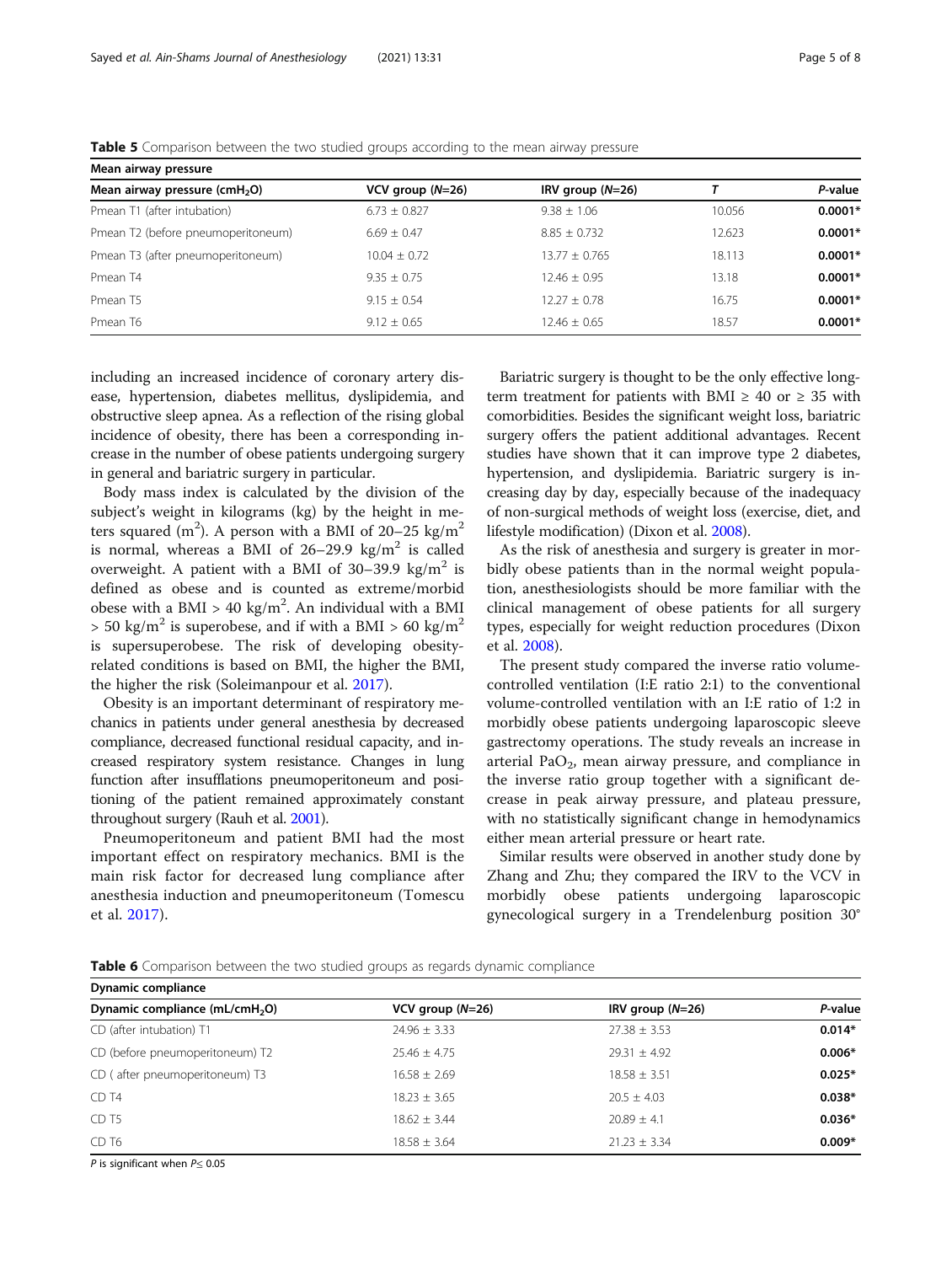**Table 5** Comparison between the two studied groups according to the mean airway pressure

| Mean airway pressure | | | | |
|---|---|---|---|---|
| Mean airway pressure ($cmH_2O$) | VCV group (*N*=26) | IRV group (*N*=26) | *T* | *P*-value |
| Pmean T1 (after intubation) | 6.73 ± 0.827 | 9.38 ± 1.06 | 10.056 | **0.0001*** |
| Pmean T2 (before pneumoperitoneum) | 6.69 ± 0.47 | 8.85 ± 0.732 | 12.623 | **0.0001*** |
| Pmean T3 (after pneumoperitoneum) | 10.04 ± 0.72 | 13.77 ± 0.765 | 18.113 | **0.0001*** |
| Pmean T4 | 9.35 ± 0.75 | 12.46 ± 0.95 | 13.18 | **0.0001*** |
| Pmean T5 | 9.15 ± 0.54 | 12.27 ± 0.78 | 16.75 | **0.0001*** |
| Pmean T6 | 9.12 ± 0.65 | 12.46 ± 0.65 | 18.57 | **0.0001*** |

including an increased incidence of coronary artery disease, hypertension, diabetes mellitus, dyslipidemia, and obstructive sleep apnea. As a reflection of the rising global incidence of obesity, there has been a corresponding increase in the number of obese patients undergoing surgery in general and bariatric surgery in particular.

Body mass index is calculated by the division of the subject's weight in kilograms (kg) by the height in meters squared ($m^2$). A person with a BMI of 20–25 $kg/m^2$ is normal, whereas a BMI of 26–29.9 $kg/m^2$ is called overweight. A patient with a BMI of 30–39.9 $kg/m^2$ is defined as obese and is counted as extreme/morbid obese with a BMI > 40 $kg/m^2$. An individual with a BMI > 50 $kg/m^2$ is superobese, and if with a BMI > 60 $kg/m^2$ is supersuperobese. The risk of developing obesity-related conditions is based on BMI, the higher the BMI, the higher the risk (Soleimanpour et al. 2017).

Obesity is an important determinant of respiratory mechanics in patients under general anesthesia by decreased compliance, decreased functional residual capacity, and increased respiratory system resistance. Changes in lung function after insufflations pneumoperitoneum and positioning of the patient remained approximately constant throughout surgery (Rauh et al. 2001).

Pneumoperitoneum and patient BMI had the most important effect on respiratory mechanics. BMI is the main risk factor for decreased lung compliance after anesthesia induction and pneumoperitoneum (Tomescu et al. 2017).

Bariatric surgery is thought to be the only effective long-term treatment for patients with BMI ≥ 40 or ≥ 35 with comorbidities. Besides the significant weight loss, bariatric surgery offers the patient additional advantages. Recent studies have shown that it can improve type 2 diabetes, hypertension, and dyslipidemia. Bariatric surgery is increasing day by day, especially because of the inadequacy of non-surgical methods of weight loss (exercise, diet, and lifestyle modification) (Dixon et al. 2008).

As the risk of anesthesia and surgery is greater in morbidly obese patients than in the normal weight population, anesthesiologists should be more familiar with the clinical management of obese patients for all surgery types, especially for weight reduction procedures (Dixon et al. 2008).

The present study compared the inverse ratio volume-controlled ventilation (I:E ratio 2:1) to the conventional volume-controlled ventilation with an I:E ratio of 1:2 in morbidly obese patients undergoing laparoscopic sleeve gastrectomy operations. The study reveals an increase in arterial $PaO_2$, mean airway pressure, and compliance in the inverse ratio group together with a significant decrease in peak airway pressure, and plateau pressure, with no statistically significant change in hemodynamics either mean arterial pressure or heart rate.

Similar results were observed in another study done by Zhang and Zhu; they compared the IRV to the VCV in morbidly obese patients undergoing laparoscopic gynecological surgery in a Trendelenburg position 30°

**Table 6** Comparison between the two studied groups as regards dynamic compliance

| Dynamic compliance | | | |
|---|---|---|---|
| Dynamic compliance ($mL/cmH_2O$) | VCV group (*N*=26) | IRV group (*N*=26) | *P*-value |
| CD (after intubation) T1 | 24.96 ± 3.33 | 27.38 ± 3.53 | **0.014*** |
| CD (before pneumoperitoneum) T2 | 25.46 ± 4.75 | 29.31 ± 4.92 | **0.006*** |
| CD ( after pneumoperitoneum) T3 | 16.58 ± 2.69 | 18.58 ± 3.51 | **0.025*** |
| CD T4 | 18.23 ± 3.65 | 20.5 ± 4.03 | **0.038*** |
| CD T5 | 18.62 ± 3.44 | 20.89 ± 4.1 | **0.036*** |
| CD T6 | 18.58 ± 3.64 | 21.23 ± 3.34 | **0.009*** |

*P* is significant when $P \leq 0.05$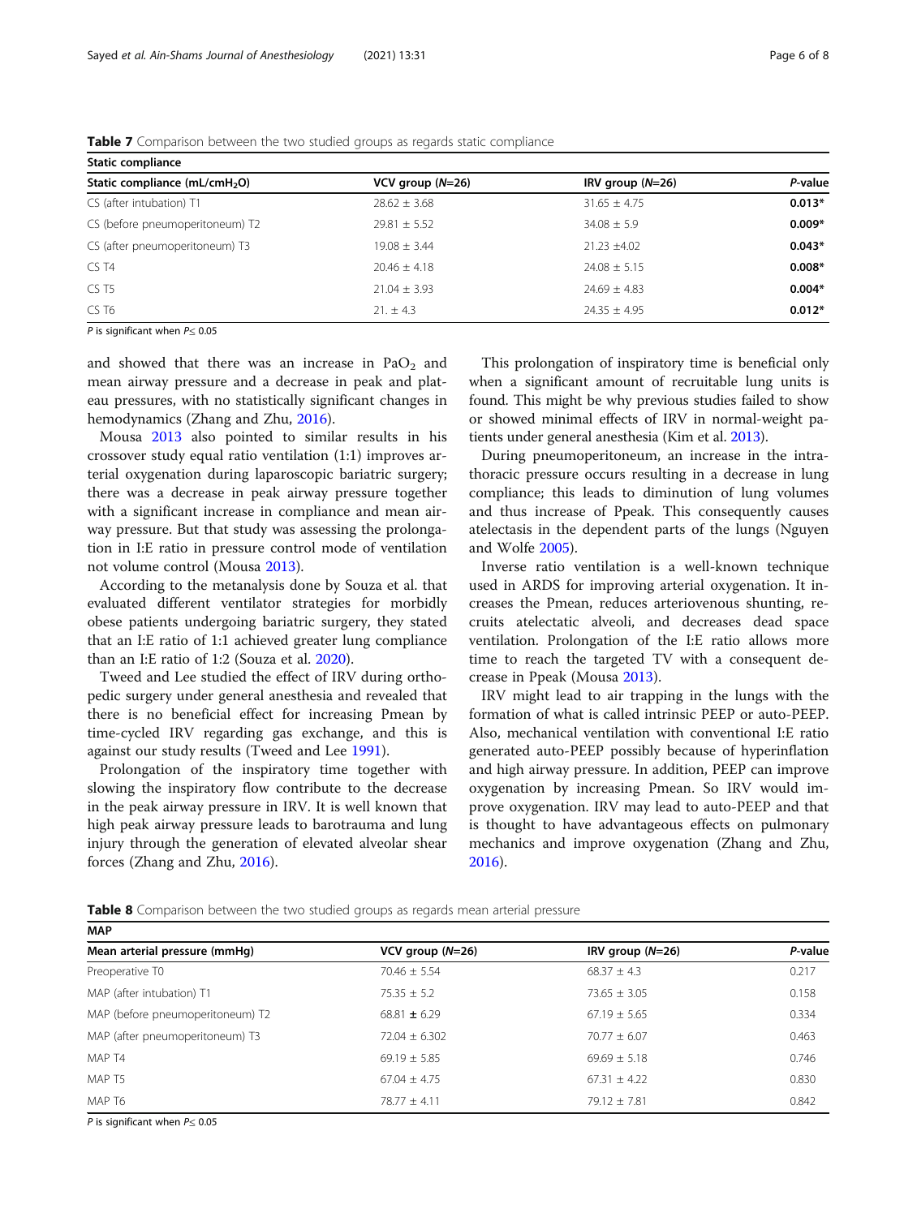**Table 7** Comparison between the two studied groups as regards static compliance

| Static compliance | | | |
|---|---|---|---|
| Static compliance (mL/cm$H_2O$) | VCV group (*N*=26) | IRV group (*N*=26) | *P*-value |
| CS (after intubation) T1 | 28.62 ± 3.68 | 31.65 ± 4.75 | **0.013*** |
| CS (before pneumoperitoneum) T2 | 29.81 ± 5.52 | 34.08 ± 5.9 | **0.009*** |
| CS (after pneumoperitoneum) T3 | 19.08 ± 3.44 | 21.23 ±4.02 | **0.043*** |
| CS T4 | 20.46 ± 4.18 | 24.08 ± 5.15 | **0.008*** |
| CS T5 | 21.04 ± 3.93 | 24.69 ± 4.83 | **0.004*** |
| CS T6 | 21. ± 4.3 | 24.35 ± 4.95 | **0.012*** |

*P* is significant when *P*≤ 0.05

and showed that there was an increase in $PaO_2$ and mean airway pressure and a decrease in peak and plateau pressures, with no statistically significant changes in hemodynamics (Zhang and Zhu, 2016).

Mousa 2013 also pointed to similar results in his crossover study equal ratio ventilation (1:1) improves arterial oxygenation during laparoscopic bariatric surgery; there was a decrease in peak airway pressure together with a significant increase in compliance and mean airway pressure. But that study was assessing the prolongation in I:E ratio in pressure control mode of ventilation not volume control (Mousa 2013).

According to the metanalysis done by Souza et al. that evaluated different ventilator strategies for morbidly obese patients undergoing bariatric surgery, they stated that an I:E ratio of 1:1 achieved greater lung compliance than an I:E ratio of 1:2 (Souza et al. 2020).

Tweed and Lee studied the effect of IRV during orthopedic surgery under general anesthesia and revealed that there is no beneficial effect for increasing Pmean by time-cycled IRV regarding gas exchange, and this is against our study results (Tweed and Lee 1991).

Prolongation of the inspiratory time together with slowing the inspiratory flow contribute to the decrease in the peak airway pressure in IRV. It is well known that high peak airway pressure leads to barotrauma and lung injury through the generation of elevated alveolar shear forces (Zhang and Zhu, 2016).

This prolongation of inspiratory time is beneficial only when a significant amount of recruitable lung units is found. This might be why previous studies failed to show or showed minimal effects of IRV in normal-weight patients under general anesthesia (Kim et al. 2013).

During pneumoperitoneum, an increase in the intrathoracic pressure occurs resulting in a decrease in lung compliance; this leads to diminution of lung volumes and thus increase of Ppeak. This consequently causes atelectasis in the dependent parts of the lungs (Nguyen and Wolfe 2005).

Inverse ratio ventilation is a well-known technique used in ARDS for improving arterial oxygenation. It increases the Pmean, reduces arteriovenous shunting, recruits atelectatic alveoli, and decreases dead space ventilation. Prolongation of the I:E ratio allows more time to reach the targeted TV with a consequent decrease in Ppeak (Mousa 2013).

IRV might lead to air trapping in the lungs with the formation of what is called intrinsic PEEP or auto-PEEP. Also, mechanical ventilation with conventional I:E ratio generated auto-PEEP possibly because of hyperinflation and high airway pressure. In addition, PEEP can improve oxygenation by increasing Pmean. So IRV would improve oxygenation. IRV may lead to auto-PEEP and that is thought to have advantageous effects on pulmonary mechanics and improve oxygenation (Zhang and Zhu, 2016).

**Table 8** Comparison between the two studied groups as regards mean arterial pressure

| MAP | | | |
|---|---|---|---|
| Mean arterial pressure (mmHg) | VCV group (*N*=26) | IRV group (*N*=26) | *P*-value |
| Preoperative T0 | 70.46 ± 5.54 | 68.37 ± 4.3 | 0.217 |
| MAP (after intubation) T1 | 75.35 ± 5.2 | 73.65 ± 3.05 | 0.158 |
| MAP (before pneumoperitoneum) T2 | 68.81 ± 6.29 | 67.19 ± 5.65 | 0.334 |
| MAP (after pneumoperitoneum) T3 | 72.04 ± 6.302 | 70.77 ± 6.07 | 0.463 |
| MAP T4 | 69.19 ± 5.85 | 69.69 ± 5.18 | 0.746 |
| MAP T5 | 67.04 ± 4.75 | 67.31 ± 4.22 | 0.830 |
| MAP T6 | 78.77 ± 4.11 | 79.12 ± 7.81 | 0.842 |

*P* is significant when *P*≤ 0.05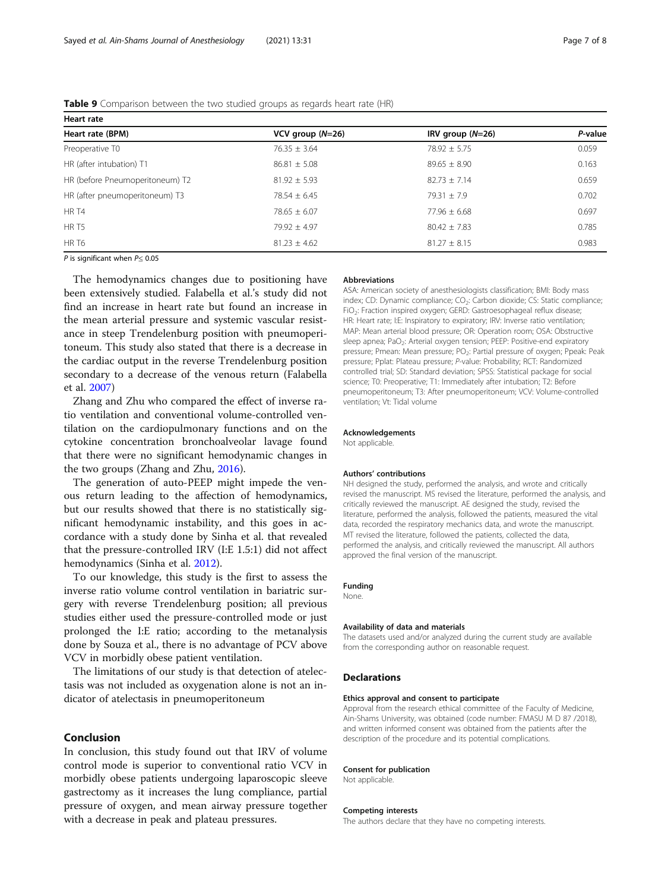**Table 9** Comparison between the two studied groups as regards heart rate (HR)

| Heart rate | | | |
|---|---|---|---|
| Heart rate (BPM) | VCV group (N=26) | IRV group (N=26) | *P*-value |
| Preoperative T0 | 76.35 ± 3.64 | 78.92 ± 5.75 | 0.059 |
| HR (after intubation) T1 | 86.81 ± 5.08 | 89.65 ± 8.90 | 0.163 |
| HR (before Pneumoperitoneum) T2 | 81.92 ± 5.93 | 82.73 ± 7.14 | 0.659 |
| HR (after pneumoperitoneum) T3 | 78.54 ± 6.45 | 79.31 ± 7.9 | 0.702 |
| HR T4 | 78.65 ± 6.07 | 77.96 ± 6.68 | 0.697 |
| HR T5 | 79.92 ± 4.97 | 80.42 ± 7.83 | 0.785 |
| HR T6 | 81.23 ± 4.62 | 81.27 ± 8.15 | 0.983 |

*P* is significant when $P \leq 0.05$

The hemodynamics changes due to positioning have been extensively studied. Falabella et al.'s study did not find an increase in heart rate but found an increase in the mean arterial pressure and systemic vascular resistance in steep Trendelenburg position with pneumoperitoneum. This study also stated that there is a decrease in the cardiac output in the reverse Trendelenburg position secondary to a decrease of the venous return (Falabella et al. 2007)

Zhang and Zhu who compared the effect of inverse ratio ventilation and conventional volume-controlled ventilation on the cardiopulmonary functions and on the cytokine concentration bronchoalveolar lavage found that there were no significant hemodynamic changes in the two groups (Zhang and Zhu, 2016).

The generation of auto-PEEP might impede the venous return leading to the affection of hemodynamics, but our results showed that there is no statistically significant hemodynamic instability, and this goes in accordance with a study done by Sinha et al. that revealed that the pressure-controlled IRV (I:E 1.5:1) did not affect hemodynamics (Sinha et al. 2012).

To our knowledge, this study is the first to assess the inverse ratio volume control ventilation in bariatric surgery with reverse Trendelenburg position; all previous studies either used the pressure-controlled mode or just prolonged the I:E ratio; according to the metanalysis done by Souza et al., there is no advantage of PCV above VCV in morbidly obese patient ventilation.

The limitations of our study is that detection of atelectasis was not included as oxygenation alone is not an indicator of atelectasis in pneumoperitoneum

## Conclusion

In conclusion, this study found out that IRV of volume control mode is superior to conventional ratio VCV in morbidly obese patients undergoing laparoscopic sleeve gastrectomy as it increases the lung compliance, partial pressure of oxygen, and mean airway pressure together with a decrease in peak and plateau pressures.

### Abbreviations

ASA: American society of anesthesiologists classification; BMI: Body mass index; CD: Dynamic compliance; $CO_2$: Carbon dioxide; CS: Static compliance; $FiO_2$: Fraction inspired oxygen; GERD: Gastroesophageal reflux disease; HR: Heart rate; I:E: Inspiratory to expiratory; IRV: Inverse ratio ventilation; MAP: Mean arterial blood pressure; OR: Operation room; OSA: Obstructive sleep apnea; $PaO_2$: Arterial oxygen tension; PEEP: Positive-end expiratory pressure; Pmean: Mean pressure; $PO_2$: Partial pressure of oxygen; Ppeak: Peak pressure; Pplat: Plateau pressure; *P*-value: Probability; RCT: Randomized controlled trial; SD: Standard deviation; SPSS: Statistical package for social science; T0: Preoperative; T1: Immediately after intubation; T2: Before pneumoperitoneum; T3: After pneumoperitoneum; VCV: Volume-controlled ventilation; Vt: Tidal volume

### Acknowledgements

Not applicable.

### Authors' contributions

NH designed the study, performed the analysis, and wrote and critically revised the manuscript. MS revised the literature, performed the analysis, and critically reviewed the manuscript. AE designed the study, revised the literature, performed the analysis, followed the patients, measured the vital data, recorded the respiratory mechanics data, and wrote the manuscript. MT revised the literature, followed the patients, collected the data, performed the analysis, and critically reviewed the manuscript. All authors approved the final version of the manuscript.

### Funding

None.

### Availability of data and materials

The datasets used and/or analyzed during the current study are available from the corresponding author on reasonable request.

## Declarations

### Ethics approval and consent to participate

Approval from the research ethical committee of the Faculty of Medicine, Ain-Shams University, was obtained (code number: FMASU M D 87 /2018), and written informed consent was obtained from the patients after the description of the procedure and its potential complications.

### Consent for publication

Not applicable.

### Competing interests

The authors declare that they have no competing interests.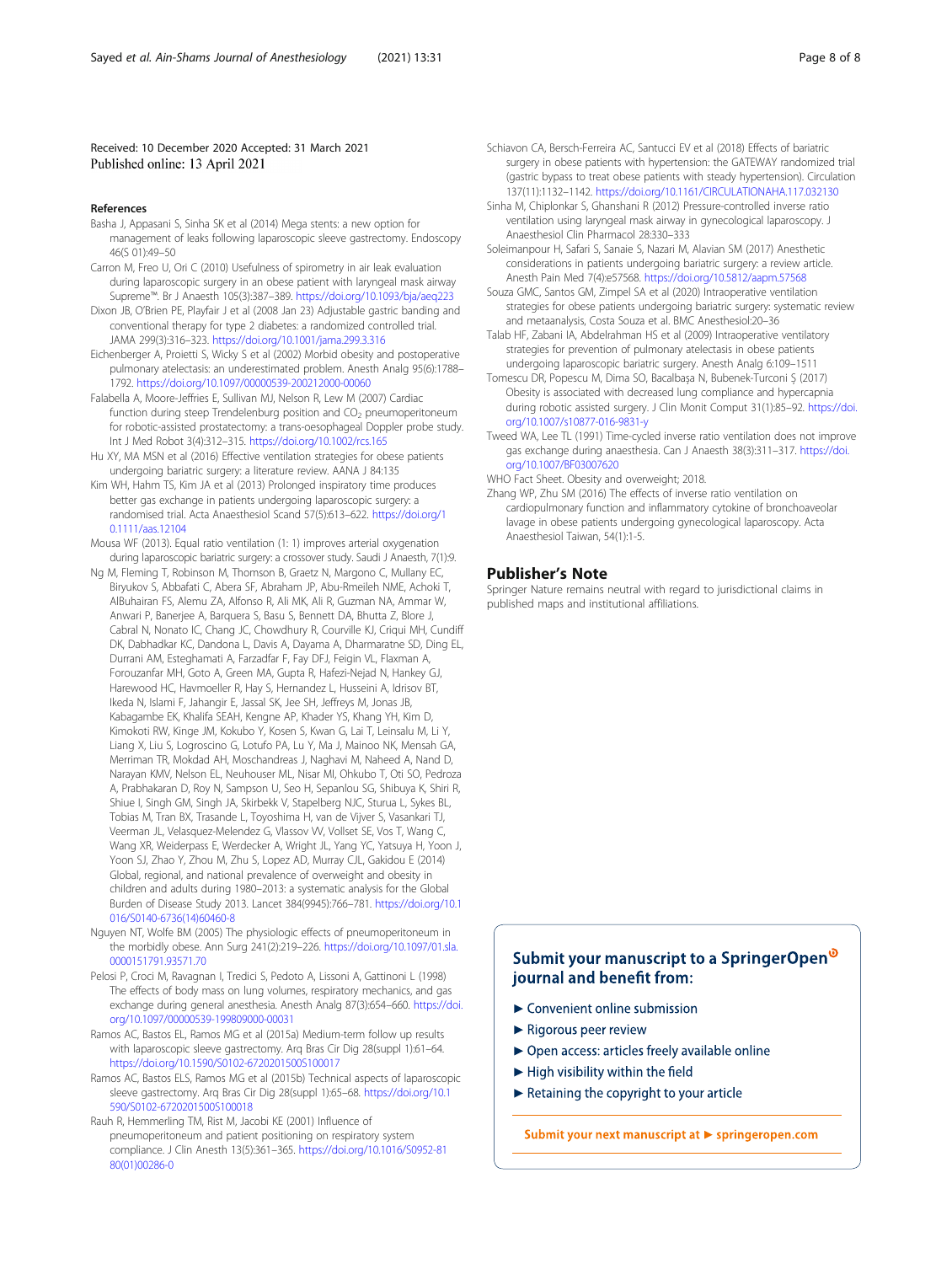Received: 10 December 2020 Accepted: 31 March 2021
Published online: 13 April 2021

### References

Basha J, Appasani S, Sinha SK et al (2014) Mega stents: a new option for management of leaks following laparoscopic sleeve gastrectomy. Endoscopy 46(S 01):49–50

Carron M, Freo U, Ori C (2010) Usefulness of spirometry in air leak evaluation during laparoscopic surgery in an obese patient with laryngeal mask airway Supreme™. Br J Anaesth 105(3):387–389. https://doi.org/10.1093/bja/aeq223

Dixon JB, O'Brien PE, Playfair J et al (2008 Jan 23) Adjustable gastric banding and conventional therapy for type 2 diabetes: a randomized controlled trial. JAMA 299(3):316–323. https://doi.org/10.1001/jama.299.3.316

Eichenberger A, Proietti S, Wicky S et al (2002) Morbid obesity and postoperative pulmonary atelectasis: an underestimated problem. Anesth Analg 95(6):1788–1792. https://doi.org/10.1097/00000539-200212000-00060

Falabella A, Moore-Jeffries E, Sullivan MJ, Nelson R, Lew M (2007) Cardiac function during steep Trendelenburg position and $CO_2$ pneumoperitoneum for robotic-assisted prostatectomy: a trans-oesophageal Doppler probe study. Int J Med Robot 3(4):312–315. https://doi.org/10.1002/rcs.165

Hu XY, MA MSN et al (2016) Effective ventilation strategies for obese patients undergoing bariatric surgery: a literature review. AANA J 84:135

Kim WH, Hahm TS, Kim JA et al (2013) Prolonged inspiratory time produces better gas exchange in patients undergoing laparoscopic surgery: a randomised trial. Acta Anaesthesiol Scand 57(5):613–622. https://doi.org/10.1111/aas.12104

Mousa WF (2013). Equal ratio ventilation (1: 1) improves arterial oxygenation during laparoscopic bariatric surgery: a crossover study. Saudi J Anaesth, 7(1):9.

Ng M, Fleming T, Robinson M, Thomson B, Graetz N, Margono C, Mullany EC, Biryukov S, Abbafati C, Abera SF, Abraham JP, Abu-Rmeileh NME, Achoki T, AlBuhairan FS, Alemu ZA, Alfonso R, Ali MK, Ali R, Guzman NA, Ammar W, Anwari P, Banerjee A, Barquera S, Basu S, Bennett DA, Bhutta Z, Blore J, Cabral N, Nonato IC, Chang JC, Chowdhury R, Courville KJ, Criqui MH, Cundiff DK, Dabhadkar KC, Dandona L, Davis A, Dayama A, Dharmaratne SD, Ding EL, Durrani AM, Esteghamati A, Farzadfar F, Fay DFJ, Feigin VL, Flaxman A, Forouzanfar MH, Goto A, Green MA, Gupta R, Hafezi-Nejad N, Hankey GJ, Harewood HC, Havmoeller R, Hay S, Hernandez L, Husseini A, Idrisov BT, Ikeda N, Islami F, Jahangir E, Jassal SK, Jee SH, Jeffreys M, Jonas JB, Kabagambe EK, Khalifa SEAH, Kengne AP, Khader YS, Khang YH, Kim D, Kimokoti RW, Kinge JM, Kokubo Y, Kosen S, Kwan G, Lai T, Leinsalu M, Li Y, Liang X, Liu S, Logroscino G, Lotufo PA, Lu Y, Ma J, Mainoo NK, Mensah GA, Merriman TR, Mokdad AH, Moschandreas J, Naghavi M, Naheed A, Nand D, Narayan KMV, Nelson EL, Neuhouser ML, Nisar MI, Ohkubo T, Oti SO, Pedroza A, Prabhakaran D, Roy N, Sampson U, Seo H, Sepanlou SG, Shibuya K, Shiri R, Shiue I, Singh GM, Singh JA, Skirbekk V, Stapelberg NJC, Sturua L, Sykes BL, Tobias M, Tran BX, Trasande L, Toyoshima H, van de Vijver S, Vasankari TJ, Veerman JL, Velasquez-Melendez G, Vlassov VV, Vollset SE, Vos T, Wang C, Wang XR, Weiderpass E, Werdecker A, Wright JL, Yang YC, Yatsuya H, Yoon J, Yoon SJ, Zhao Y, Zhou M, Zhu S, Lopez AD, Murray CJL, Gakidou E (2014) Global, regional, and national prevalence of overweight and obesity in children and adults during 1980–2013: a systematic analysis for the Global Burden of Disease Study 2013. Lancet 384(9945):766–781. https://doi.org/10.1016/S0140-6736(14)60460-8

Nguyen NT, Wolfe BM (2005) The physiologic effects of pneumoperitoneum in the morbidly obese. Ann Surg 241(2):219–226. https://doi.org/10.1097/01.sla.0000151791.93571.70

Pelosi P, Croci M, Ravagnan I, Tredici S, Pedoto A, Lissoni A, Gattinoni L (1998) The effects of body mass on lung volumes, respiratory mechanics, and gas exchange during general anesthesia. Anesth Analg 87(3):654–660. https://doi.org/10.1097/00000539-199809000-00031

Ramos AC, Bastos EL, Ramos MG et al (2015a) Medium-term follow up results with laparoscopic sleeve gastrectomy. Arq Bras Cir Dig 28(suppl 1):61–64. https://doi.org/10.1590/S0102-6720201500S100017

Ramos AC, Bastos ELS, Ramos MG et al (2015b) Technical aspects of laparoscopic sleeve gastrectomy. Arq Bras Cir Dig 28(suppl 1):65–68. https://doi.org/10.1590/S0102-6720201500S100018

Rauh R, Hemmerling TM, Rist M, Jacobi KE (2001) Influence of pneumoperitoneum and patient positioning on respiratory system compliance. J Clin Anesth 13(5):361–365. https://doi.org/10.1016/S0952-8180(01)00286-0

Schiavon CA, Bersch-Ferreira AC, Santucci EV et al (2018) Effects of bariatric surgery in obese patients with hypertension: the GATEWAY randomized trial (gastric bypass to treat obese patients with steady hypertension). Circulation 137(11):1132–1142. https://doi.org/10.1161/CIRCULATIONAHA.117.032130

Sinha M, Chiplonkar S, Ghanshani R (2012) Pressure-controlled inverse ratio ventilation using laryngeal mask airway in gynecological laparoscopy. J Anaesthesiol Clin Pharmacol 28:330–333

Soleimanpour H, Safari S, Sanaie S, Nazari M, Alavian SM (2017) Anesthetic considerations in patients undergoing bariatric surgery: a review article. Anesth Pain Med 7(4):e57568. https://doi.org/10.5812/aapm.57568

Souza GMC, Santos GM, Zimpel SA et al (2020) Intraoperative ventilation strategies for obese patients undergoing bariatric surgery: systematic review and metaanalysis, Costa Souza et al. BMC Anesthesiol:20–36

Talab HF, Zabani IA, Abdelrahman HS et al (2009) Intraoperative ventilatory strategies for prevention of pulmonary atelectasis in obese patients undergoing laparoscopic bariatric surgery. Anesth Analg 6:109–1511

Tomescu DR, Popescu M, Dima SO, Bacalbașa N, Bubenek-Turconi Ș (2017) Obesity is associated with decreased lung compliance and hypercapnia during robotic assisted surgery. J Clin Monit Comput 31(1):85–92. https://doi.org/10.1007/s10877-016-9831-y

Tweed WA, Lee TL (1991) Time-cycled inverse ratio ventilation does not improve gas exchange during anaesthesia. Can J Anaesth 38(3):311–317. https://doi.org/10.1007/BF03007620

WHO Fact Sheet. Obesity and overweight; 2018.

Zhang WP, Zhu SM (2016) The effects of inverse ratio ventilation on cardiopulmonary function and inflammatory cytokine of bronchoaveolar lavage in obese patients undergoing gynecological laparoscopy. Acta Anaesthesiol Taiwan, 54(1):1-5.

## Publisher's Note

Springer Nature remains neutral with regard to jurisdictional claims in published maps and institutional affiliations.

**Submit your manuscript to a SpringerOpen journal and benefit from:**

- ► Convenient online submission
- ► Rigorous peer review
- ► Open access: articles freely available online
- ► High visibility within the field
- ► Retaining the copyright to your article

**Submit your next manuscript at ► springeropen.com**